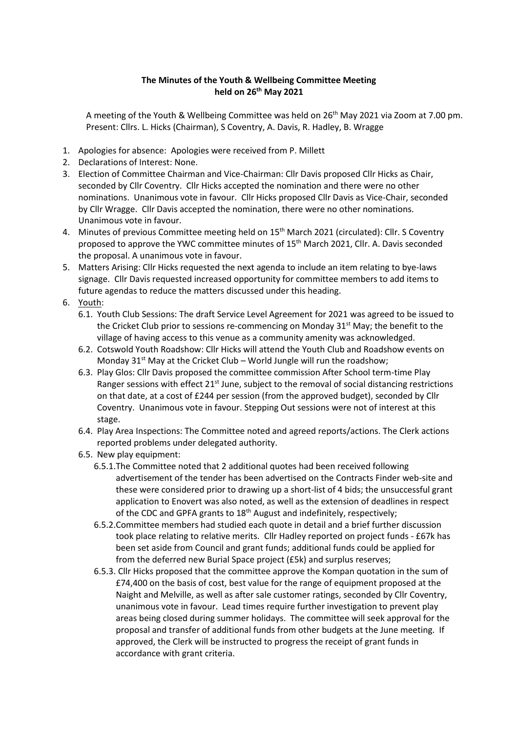**The Minutes of the Youth & Wellbeing Committee Meeting**
**held on 26th May 2021**

A meeting of the Youth & Wellbeing Committee was held on 26th May 2021 via Zoom at 7.00 pm. Present: Cllrs. L. Hicks (Chairman), S Coventry, A. Davis, R. Hadley, B. Wragge

1. Apologies for absence: Apologies were received from P. Millett
2. Declarations of Interest: None.
3. Election of Committee Chairman and Vice-Chairman: Cllr Davis proposed Cllr Hicks as Chair, seconded by Cllr Coventry. Cllr Hicks accepted the nomination and there were no other nominations. Unanimous vote in favour. Cllr Hicks proposed Cllr Davis as Vice-Chair, seconded by Cllr Wragge. Cllr Davis accepted the nomination, there were no other nominations. Unanimous vote in favour.
4. Minutes of previous Committee meeting held on 15th March 2021 (circulated): Cllr. S Coventry proposed to approve the YWC committee minutes of 15th March 2021, Cllr. A. Davis seconded the proposal. A unanimous vote in favour.
5. Matters Arising: Cllr Hicks requested the next agenda to include an item relating to bye-laws signage. Cllr Davis requested increased opportunity for committee members to add items to future agendas to reduce the matters discussed under this heading.
6. Youth:
   6.1. Youth Club Sessions: The draft Service Level Agreement for 2021 was agreed to be issued to the Cricket Club prior to sessions re-commencing on Monday 31st May; the benefit to the village of having access to this venue as a community amenity was acknowledged.
   6.2. Cotswold Youth Roadshow: Cllr Hicks will attend the Youth Club and Roadshow events on Monday 31st May at the Cricket Club – World Jungle will run the roadshow;
   6.3. Play Glos: Cllr Davis proposed the committee commission After School term-time Play Ranger sessions with effect 21st June, subject to the removal of social distancing restrictions on that date, at a cost of £244 per session (from the approved budget), seconded by Cllr Coventry. Unanimous vote in favour. Stepping Out sessions were not of interest at this stage.
   6.4. Play Area Inspections: The Committee noted and agreed reports/actions. The Clerk actions reported problems under delegated authority.
   6.5. New play equipment:
      6.5.1. The Committee noted that 2 additional quotes had been received following advertisement of the tender has been advertised on the Contracts Finder web-site and these were considered prior to drawing up a short-list of 4 bids; the unsuccessful grant application to Enovert was also noted, as well as the extension of deadlines in respect of the CDC and GPFA grants to 18th August and indefinitely, respectively;
      6.5.2. Committee members had studied each quote in detail and a brief further discussion took place relating to relative merits. Cllr Hadley reported on project funds - £67k has been set aside from Council and grant funds; additional funds could be applied for from the deferred new Burial Space project (£5k) and surplus reserves;
      6.5.3. Cllr Hicks proposed that the committee approve the Kompan quotation in the sum of £74,400 on the basis of cost, best value for the range of equipment proposed at the Naight and Melville, as well as after sale customer ratings, seconded by Cllr Coventry, unanimous vote in favour. Lead times require further investigation to prevent play areas being closed during summer holidays. The committee will seek approval for the proposal and transfer of additional funds from other budgets at the June meeting. If approved, the Clerk will be instructed to progress the receipt of grant funds in accordance with grant criteria.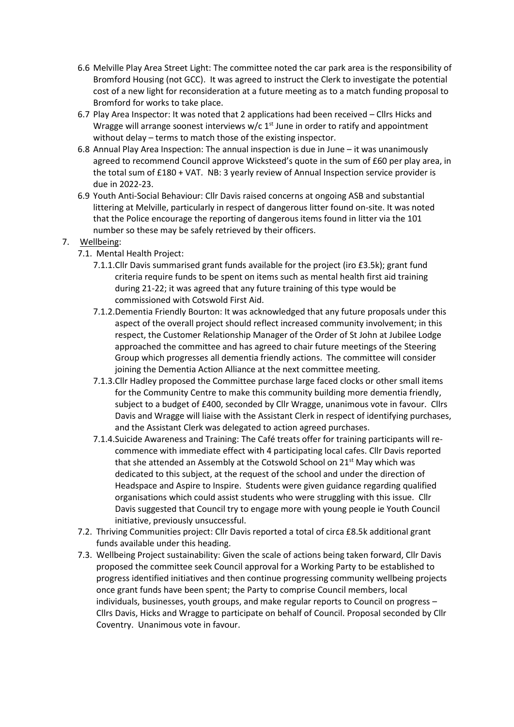6.6 Melville Play Area Street Light: The committee noted the car park area is the responsibility of Bromford Housing (not GCC). It was agreed to instruct the Clerk to investigate the potential cost of a new light for reconsideration at a future meeting as to a match funding proposal to Bromford for works to take place.

6.7 Play Area Inspector: It was noted that 2 applications had been received – Cllrs Hicks and Wragge will arrange soonest interviews w/c 1st June in order to ratify and appointment without delay – terms to match those of the existing inspector.

6.8 Annual Play Area Inspection: The annual inspection is due in June – it was unanimously agreed to recommend Council approve Wicksteed's quote in the sum of £60 per play area, in the total sum of £180 + VAT. NB: 3 yearly review of Annual Inspection service provider is due in 2022-23.

6.9 Youth Anti-Social Behaviour: Cllr Davis raised concerns at ongoing ASB and substantial littering at Melville, particularly in respect of dangerous litter found on-site. It was noted that the Police encourage the reporting of dangerous items found in litter via the 101 number so these may be safely retrieved by their officers.

7. Wellbeing:

7.1. Mental Health Project:

7.1.1. Cllr Davis summarised grant funds available for the project (iro £3.5k); grant fund criteria require funds to be spent on items such as mental health first aid training during 21-22; it was agreed that any future training of this type would be commissioned with Cotswold First Aid.

7.1.2. Dementia Friendly Bourton: It was acknowledged that any future proposals under this aspect of the overall project should reflect increased community involvement; in this respect, the Customer Relationship Manager of the Order of St John at Jubilee Lodge approached the committee and has agreed to chair future meetings of the Steering Group which progresses all dementia friendly actions. The committee will consider joining the Dementia Action Alliance at the next committee meeting.

7.1.3. Cllr Hadley proposed the Committee purchase large faced clocks or other small items for the Community Centre to make this community building more dementia friendly, subject to a budget of £400, seconded by Cllr Wragge, unanimous vote in favour. Cllrs Davis and Wragge will liaise with the Assistant Clerk in respect of identifying purchases, and the Assistant Clerk was delegated to action agreed purchases.

7.1.4. Suicide Awareness and Training: The Café treats offer for training participants will re-commence with immediate effect with 4 participating local cafes. Cllr Davis reported that she attended an Assembly at the Cotswold School on 21st May which was dedicated to this subject, at the request of the school and under the direction of Headspace and Aspire to Inspire. Students were given guidance regarding qualified organisations which could assist students who were struggling with this issue. Cllr Davis suggested that Council try to engage more with young people ie Youth Council initiative, previously unsuccessful.

7.2. Thriving Communities project: Cllr Davis reported a total of circa £8.5k additional grant funds available under this heading.

7.3. Wellbeing Project sustainability: Given the scale of actions being taken forward, Cllr Davis proposed the committee seek Council approval for a Working Party to be established to progress identified initiatives and then continue progressing community wellbeing projects once grant funds have been spent; the Party to comprise Council members, local individuals, businesses, youth groups, and make regular reports to Council on progress – Cllrs Davis, Hicks and Wragge to participate on behalf of Council. Proposal seconded by Cllr Coventry. Unanimous vote in favour.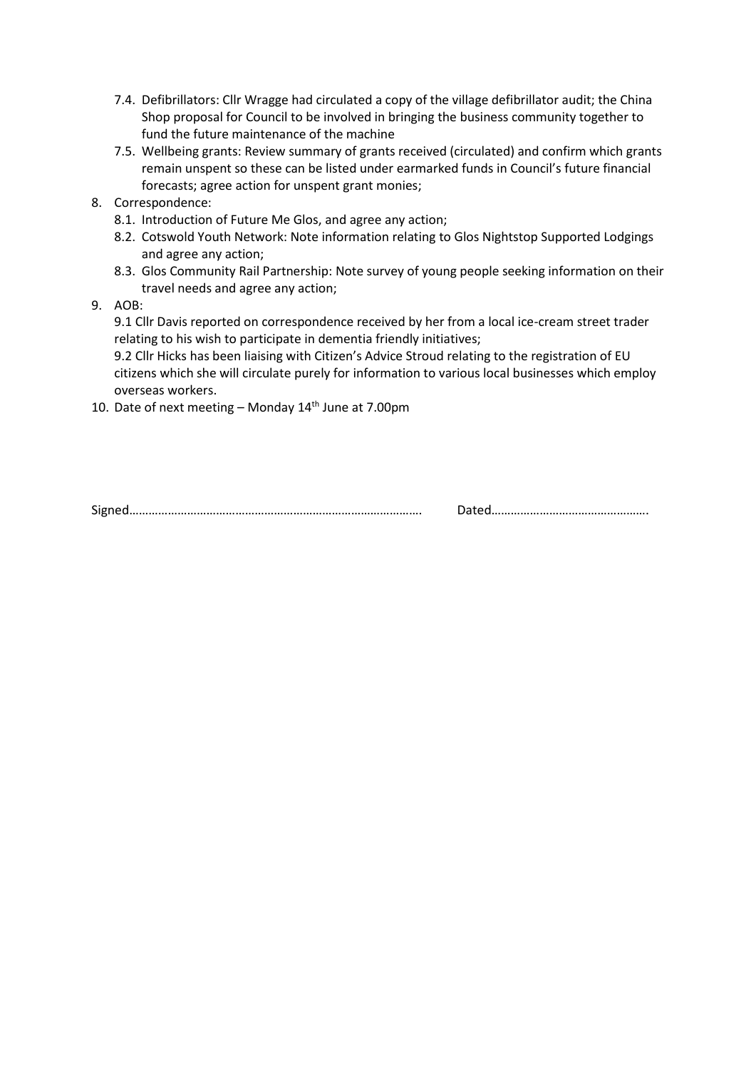7.4. Defibrillators: Cllr Wragge had circulated a copy of the village defibrillator audit; the China Shop proposal for Council to be involved in bringing the business community together to fund the future maintenance of the machine

7.5. Wellbeing grants: Review summary of grants received (circulated) and confirm which grants remain unspent so these can be listed under earmarked funds in Council's future financial forecasts; agree action for unspent grant monies;

8. Correspondence:
   - 8.1. Introduction of Future Me Glos, and agree any action;
   - 8.2. Cotswold Youth Network: Note information relating to Glos Nightstop Supported Lodgings and agree any action;
   - 8.3. Glos Community Rail Partnership: Note survey of young people seeking information on their travel needs and agree any action;
9. AOB:

   9.1 Cllr Davis reported on correspondence received by her from a local ice-cream street trader relating to his wish to participate in dementia friendly initiatives;

   9.2 Cllr Hicks has been liaising with Citizen's Advice Stroud relating to the registration of EU citizens which she will circulate purely for information to various local businesses which employ overseas workers.
10. Date of next meeting – Monday 14th June at 7.00pm

Signed…………………………………………………………………………… Dated………………………………………….